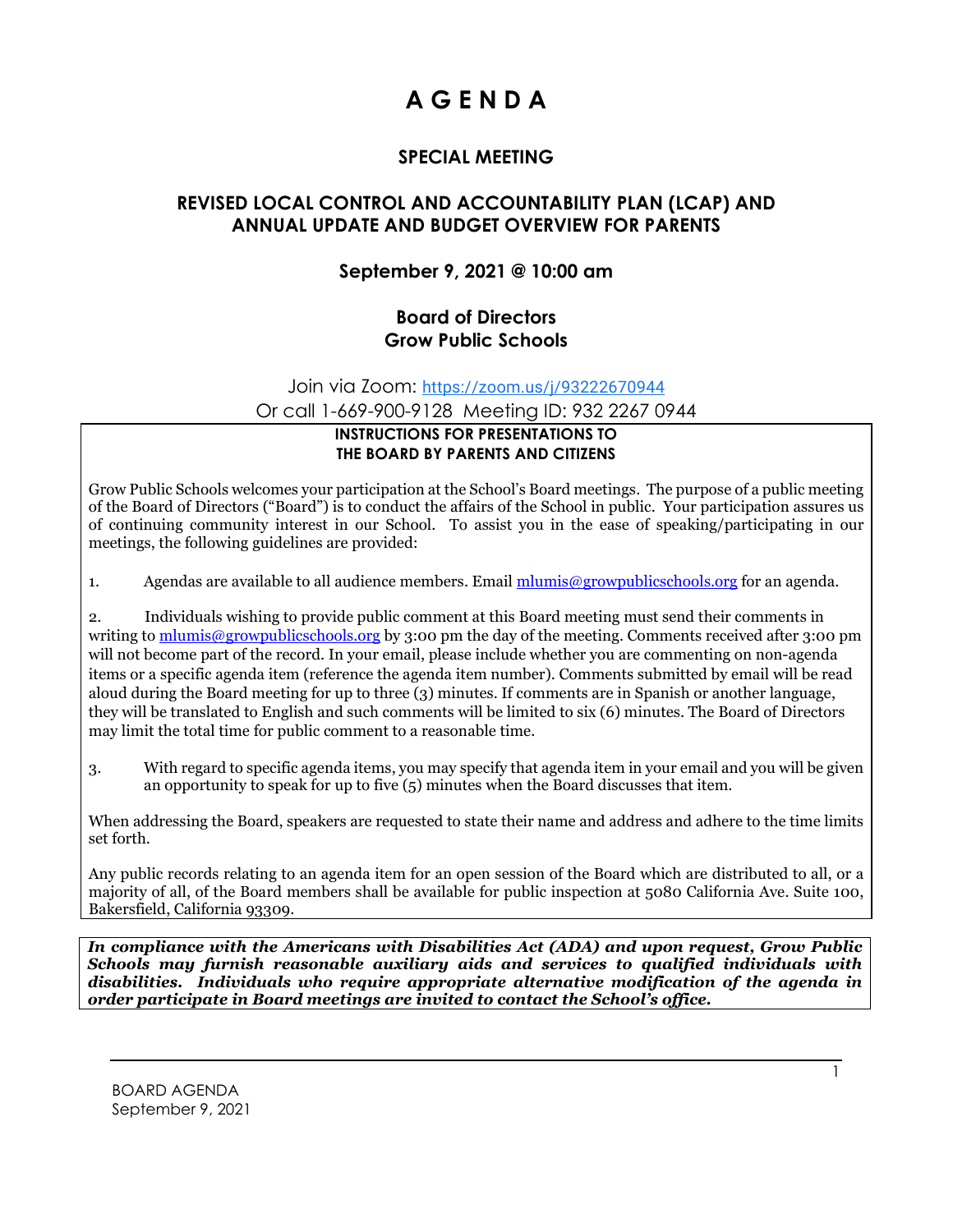# A G E N D A

## SPECIAL MEETING

## REVISED LOCAL CONTROL AND ACCOUNTABILITY PLAN (LCAP) AND ANNUAL UPDATE AND BUDGET OVERVIEW FOR PARENTS

### September 9, 2021 @ 10:00 am

### Board of Directors
### Grow Public Schools

Join via Zoom: https://zoom.us/j/93222670944

Or call 1-669-900-9128 Meeting ID: 932 2267 0944

**INSTRUCTIONS FOR PRESENTATIONS TO THE BOARD BY PARENTS AND CITIZENS**

Grow Public Schools welcomes your participation at the School's Board meetings. The purpose of a public meeting of the Board of Directors ("Board") is to conduct the affairs of the School in public. Your participation assures us of continuing community interest in our School. To assist you in the ease of speaking/participating in our meetings, the following guidelines are provided:

1. Agendas are available to all audience members. Email mlumis@growpublicschools.org for an agenda.

2. Individuals wishing to provide public comment at this Board meeting must send their comments in writing to mlumis@growpublicschools.org by 3:00 pm the day of the meeting. Comments received after 3:00 pm will not become part of the record. In your email, please include whether you are commenting on non-agenda items or a specific agenda item (reference the agenda item number). Comments submitted by email will be read aloud during the Board meeting for up to three (3) minutes. If comments are in Spanish or another language, they will be translated to English and such comments will be limited to six (6) minutes. The Board of Directors may limit the total time for public comment to a reasonable time.

3. With regard to specific agenda items, you may specify that agenda item in your email and you will be given an opportunity to speak for up to five (5) minutes when the Board discusses that item.

When addressing the Board, speakers are requested to state their name and address and adhere to the time limits set forth.

Any public records relating to an agenda item for an open session of the Board which are distributed to all, or a majority of all, of the Board members shall be available for public inspection at 5080 California Ave. Suite 100, Bakersfield, California 93309.

***In compliance with the Americans with Disabilities Act (ADA) and upon request, Grow Public Schools may furnish reasonable auxiliary aids and services to qualified individuals with disabilities. Individuals who require appropriate alternative modification of the agenda in order participate in Board meetings are invited to contact the School's office.***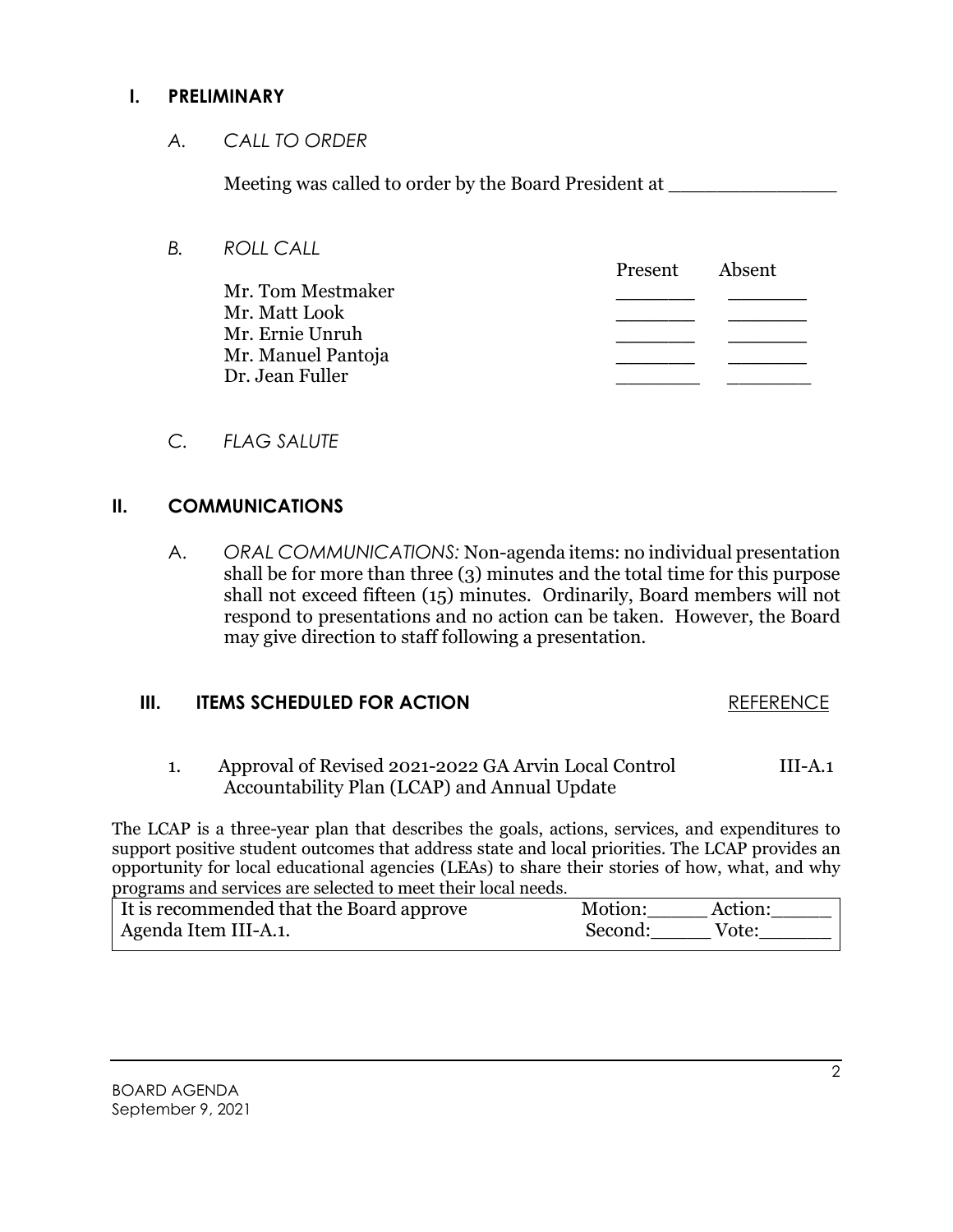## I. PRELIMINARY

*A. CALL TO ORDER*

Meeting was called to order by the Board President at _______________

*B. ROLL CALL*

| | Present | Absent |
|---|---|---|
| Mr. Tom Mestmaker | _______ | _______ |
| Mr. Matt Look | _______ | _______ |
| Mr. Ernie Unruh | _______ | _______ |
| Mr. Manuel Pantoja | _______ | _______ |
| Dr. Jean Fuller | _______ | _______ |

*C. FLAG SALUTE*

## II. COMMUNICATIONS

A. *ORAL COMMUNICATIONS:* Non-agenda items: no individual presentation shall be for more than three (3) minutes and the total time for this purpose shall not exceed fifteen (15) minutes. Ordinarily, Board members will not respond to presentations and no action can be taken. However, the Board may give direction to staff following a presentation.

## III. ITEMS SCHEDULED FOR ACTION

REFERENCE

1. Approval of Revised 2021-2022 GA Arvin Local Control Accountability Plan (LCAP) and Annual Update — III-A.1

The LCAP is a three-year plan that describes the goals, actions, services, and expenditures to support positive student outcomes that address state and local priorities. The LCAP provides an opportunity for local educational agencies (LEAs) to share their stories of how, what, and why programs and services are selected to meet their local needs.

| It is recommended that the Board approve Agenda Item III-A.1. | Motion:_____ Action:_____ Second:_____ Vote:______ |
|---|---|

BOARD AGENDA
September 9, 2021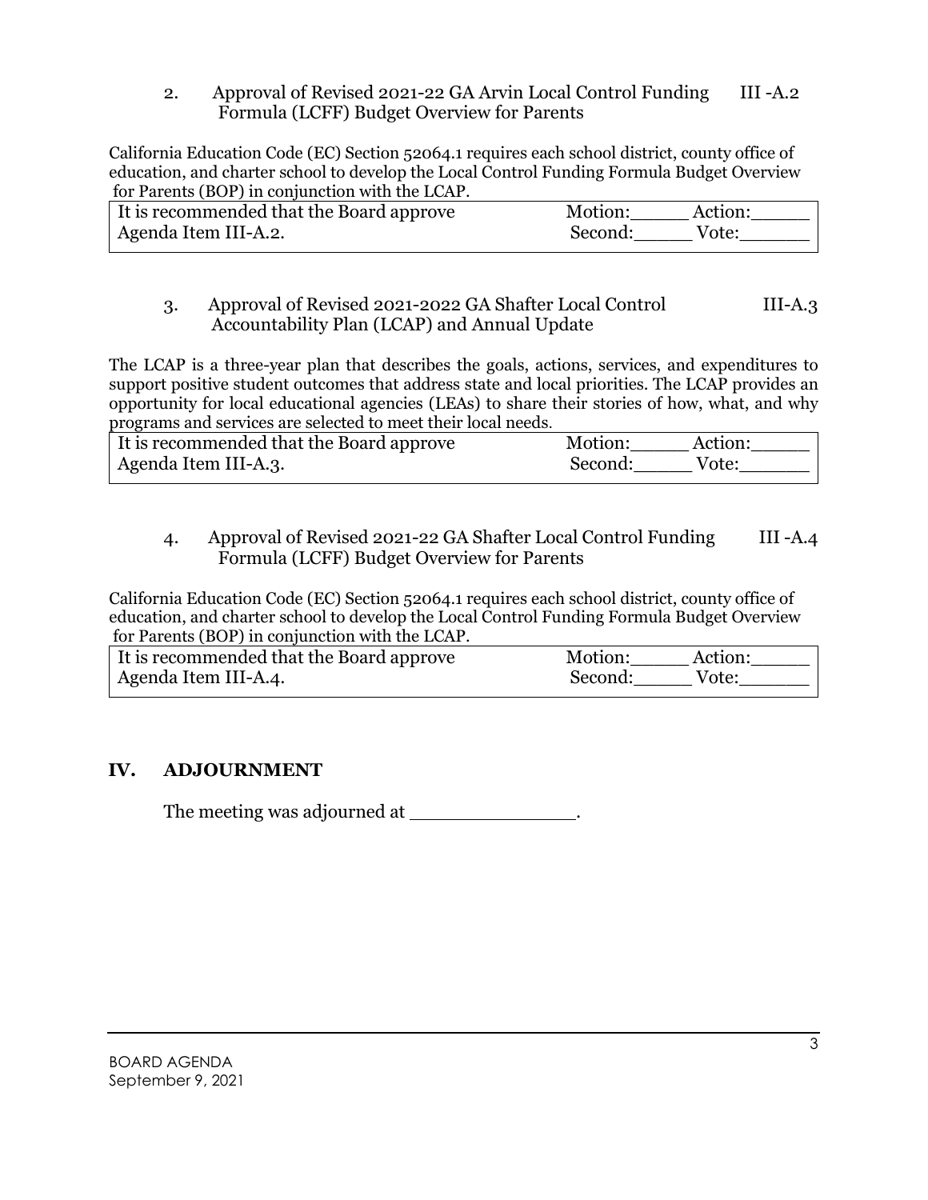2. Approval of Revised 2021-22 GA Arvin Local Control Funding Formula (LCFF) Budget Overview for Parents — III -A.2

California Education Code (EC) Section 52064.1 requires each school district, county office of education, and charter school to develop the Local Control Funding Formula Budget Overview for Parents (BOP) in conjunction with the LCAP.

| | |
|---|---|
| It is recommended that the Board approve Agenda Item III-A.2. | Motion:\_\_\_\_\_ Action:\_\_\_\_\_ Second:\_\_\_\_\_ Vote:\_\_\_\_\_\_ |

3. Approval of Revised 2021-2022 GA Shafter Local Control Accountability Plan (LCAP) and Annual Update — III-A.3

The LCAP is a three-year plan that describes the goals, actions, services, and expenditures to support positive student outcomes that address state and local priorities. The LCAP provides an opportunity for local educational agencies (LEAs) to share their stories of how, what, and why programs and services are selected to meet their local needs.

| | |
|---|---|
| It is recommended that the Board approve Agenda Item III-A.3. | Motion:\_\_\_\_\_ Action:\_\_\_\_\_ Second:\_\_\_\_\_ Vote:\_\_\_\_\_\_ |

4. Approval of Revised 2021-22 GA Shafter Local Control Funding Formula (LCFF) Budget Overview for Parents — III -A.4

California Education Code (EC) Section 52064.1 requires each school district, county office of education, and charter school to develop the Local Control Funding Formula Budget Overview for Parents (BOP) in conjunction with the LCAP.

| | |
|---|---|
| It is recommended that the Board approve Agenda Item III-A.4. | Motion:\_\_\_\_\_ Action:\_\_\_\_\_ Second:\_\_\_\_\_ Vote:\_\_\_\_\_\_ |

## IV. ADJOURNMENT

The meeting was adjourned at \_\_\_\_\_\_\_\_\_\_\_\_\_\_\_.